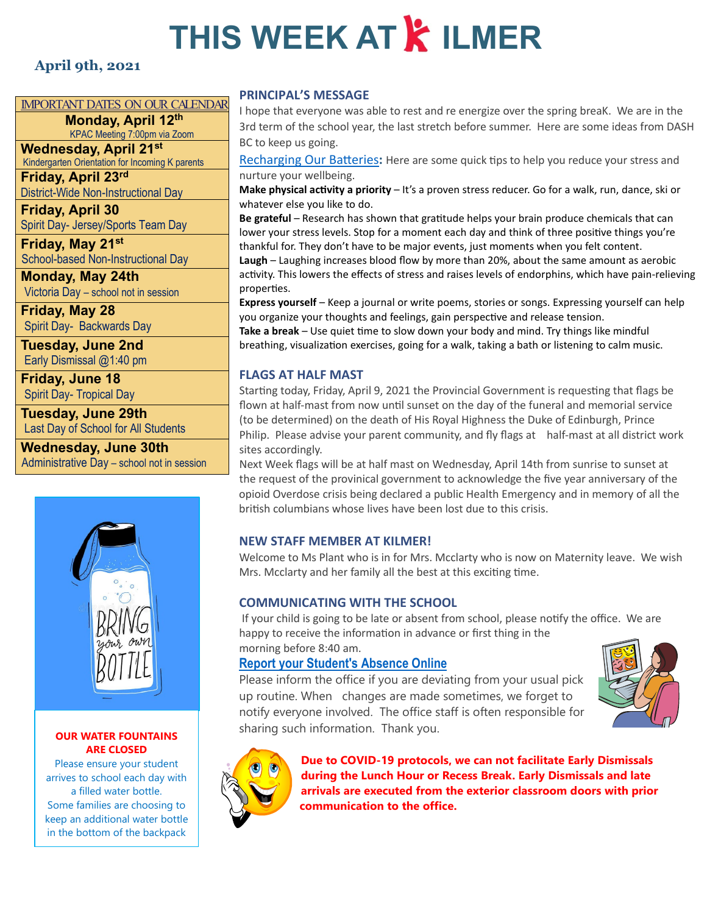# THIS WEEK AT KILMER

**April 9th, 2021**

## IMPORTANT DATES ON OUR CALENDAR

**Monday, April 12th**
KPAC Meeting 7:00pm via Zoom

**Wednesday, April 21st**
Kindergarten Orientation for Incoming K parents

**Friday, April 23rd**
District-Wide Non-Instructional Day

**Friday, April 30**
Spirit Day- Jersey/Sports Team Day

**Friday, May 21st**
School-based Non-Instructional Day

**Monday, May 24th**
Victoria Day – school not in session

**Friday, May 28**
Spirit Day- Backwards Day

**Tuesday, June 2nd**
Early Dismissal @1:40 pm

**Friday, June 18**
Spirit Day- Tropical Day

**Tuesday, June 29th**
Last Day of School for All Students

**Wednesday, June 30th**
Administrative Day – school not in session

BRING your own BOTTLE

**OUR WATER FOUNTAINS ARE CLOSED**

Please ensure your student arrives to school each day with a filled water bottle.
Some families are choosing to keep an additional water bottle in the bottom of the backpack

## PRINCIPAL'S MESSAGE

I hope that everyone was able to rest and re energize over the spring breaK. We are in the 3rd term of the school year, the last stretch before summer. Here are some ideas from DASH BC to keep us going.

Recharging Our Batteries**:** Here are some quick tips to help you reduce your stress and nurture your wellbeing.

**Make physical activity a priority** – It's a proven stress reducer. Go for a walk, run, dance, ski or whatever else you like to do.

**Be grateful** – Research has shown that gratitude helps your brain produce chemicals that can lower your stress levels. Stop for a moment each day and think of three positive things you're thankful for. They don't have to be major events, just moments when you felt content.

**Laugh** – Laughing increases blood flow by more than 20%, about the same amount as aerobic activity. This lowers the effects of stress and raises levels of endorphins, which have pain-relieving properties.

**Express yourself** – Keep a journal or write poems, stories or songs. Expressing yourself can help you organize your thoughts and feelings, gain perspective and release tension.

**Take a break** – Use quiet time to slow down your body and mind. Try things like mindful breathing, visualization exercises, going for a walk, taking a bath or listening to calm music.

## FLAGS AT HALF MAST

Starting today, Friday, April 9, 2021 the Provincial Government is requesting that flags be flown at half-mast from now until sunset on the day of the funeral and memorial service (to be determined) on the death of His Royal Highness the Duke of Edinburgh, Prince Philip. Please advise your parent community, and fly flags at half-mast at all district work sites accordingly.

Next Week flags will be at half mast on Wednesday, April 14th from sunrise to sunset at the request of the provinical government to acknowledge the five year anniversary of the opioid Overdose crisis being declared a public Health Emergency and in memory of all the british columbians whose lives have been lost due to this crisis.

## NEW STAFF MEMBER AT KILMER!

Welcome to Ms Plant who is in for Mrs. Mcclarty who is now on Maternity leave. We wish Mrs. Mcclarty and her family all the best at this exciting time.

## COMMUNICATING WITH THE SCHOOL

If your child is going to be late or absent from school, please notify the office. We are happy to receive the information in advance or first thing in the morning before 8:40 am.

**Report your Student's Absence Online**

Please inform the office if you are deviating from your usual pick up routine. When changes are made sometimes, we forget to notify everyone involved. The office staff is often responsible for sharing such information. Thank you.

**Due to COVID-19 protocols, we can not facilitate Early Dismissals during the Lunch Hour or Recess Break. Early Dismissals and late arrivals are executed from the exterior classroom doors with prior communication to the office.**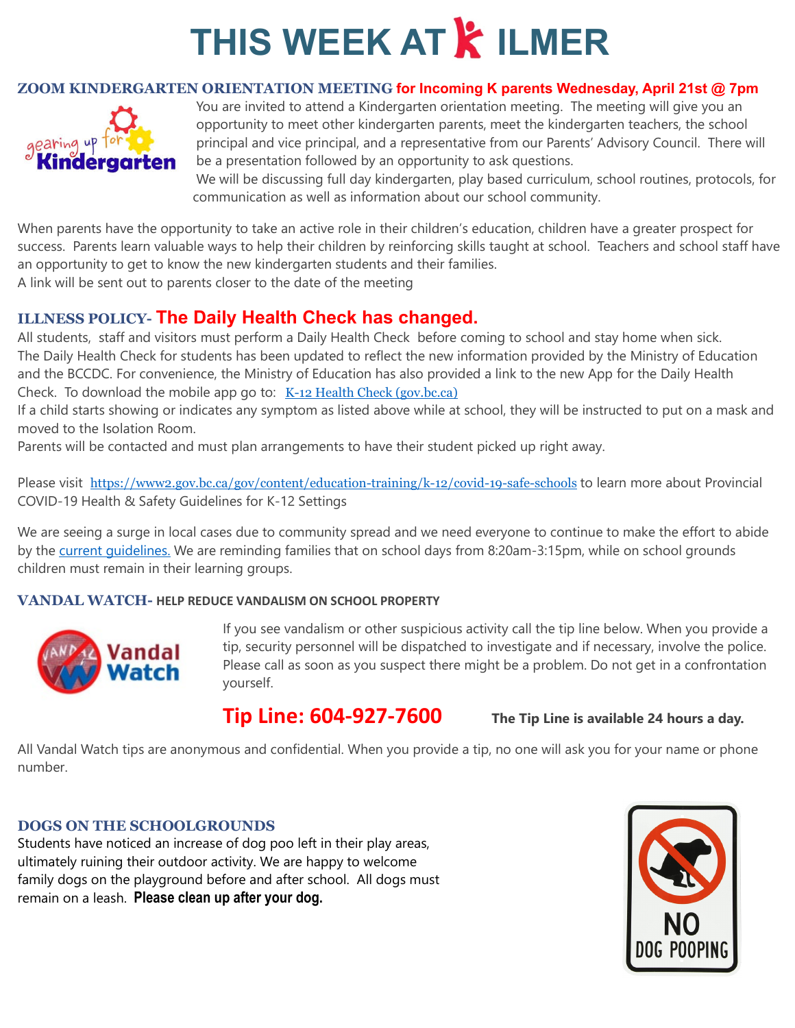# THIS WEEK AT KILMER

## ZOOM KINDERGARTEN ORIENTATION MEETING for Incoming K parents Wednesday, April 21st @ 7pm

You are invited to attend a Kindergarten orientation meeting. The meeting will give you an opportunity to meet other kindergarten parents, meet the kindergarten teachers, the school principal and vice principal, and a representative from our Parents' Advisory Council. There will be a presentation followed by an opportunity to ask questions.

We will be discussing full day kindergarten, play based curriculum, school routines, protocols, for communication as well as information about our school community.

When parents have the opportunity to take an active role in their children's education, children have a greater prospect for success. Parents learn valuable ways to help their children by reinforcing skills taught at school. Teachers and school staff have an opportunity to get to know the new kindergarten students and their families.

A link will be sent out to parents closer to the date of the meeting

## ILLNESS POLICY- The Daily Health Check has changed.

All students, staff and visitors must perform a Daily Health Check before coming to school and stay home when sick.
The Daily Health Check for students has been updated to reflect the new information provided by the Ministry of Education and the BCCDC. For convenience, the Ministry of Education has also provided a link to the new App for the Daily Health Check. To download the mobile app go to: K-12 Health Check (gov.bc.ca)

If a child starts showing or indicates any symptom as listed above while at school, they will be instructed to put on a mask and moved to the Isolation Room.

Parents will be contacted and must plan arrangements to have their student picked up right away.

Please visit https://www2.gov.bc.ca/gov/content/education-training/k-12/covid-19-safe-schools to learn more about Provincial COVID-19 Health & Safety Guidelines for K-12 Settings

We are seeing a surge in local cases due to community spread and we need everyone to continue to make the effort to abide by the current guidelines. We are reminding families that on school days from 8:20am-3:15pm, while on school grounds children must remain in their learning groups.

## VANDAL WATCH- HELP REDUCE VANDALISM ON SCHOOL PROPERTY

If you see vandalism or other suspicious activity call the tip line below. When you provide a tip, security personnel will be dispatched to investigate and if necessary, involve the police. Please call as soon as you suspect there might be a problem. Do not get in a confrontation yourself.

**Tip Line: 604-927-7600** **The Tip Line is available 24 hours a day.**

All Vandal Watch tips are anonymous and confidential. When you provide a tip, no one will ask you for your name or phone number.

## DOGS ON THE SCHOOLGROUNDS

Students have noticed an increase of dog poo left in their play areas, ultimately ruining their outdoor activity. We are happy to welcome family dogs on the playground before and after school. All dogs must remain on a leash. **Please clean up after your dog.**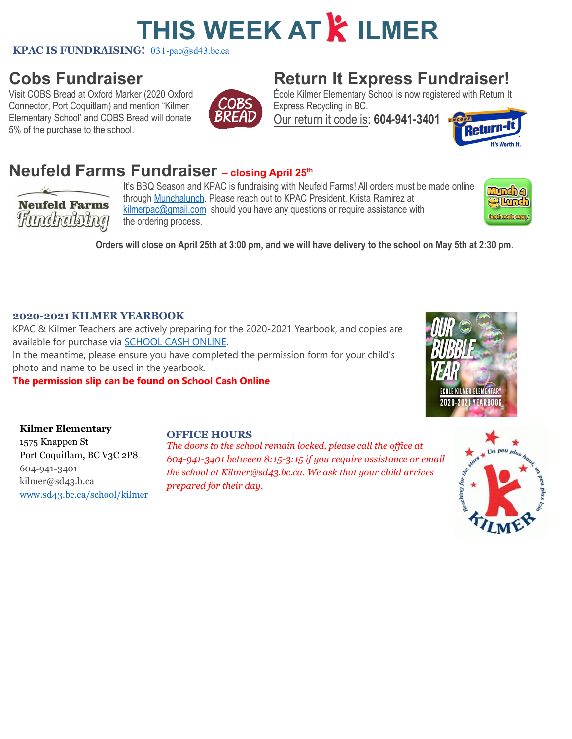# THIS WEEK AT KILMER

**KPAC IS FUNDRAISING!** 031-pac@sd43.bc.ca

## Cobs Fundraiser

Visit COBS Bread at Oxford Marker (2020 Oxford Connector, Port Coquitlam) and mention "Kilmer Elementary School' and COBS Bread will donate 5% of the purchase to the school.

## Return It Express Fundraiser!

École Kilmer Elementary School is now registered with Return It Express Recycling in BC.

Our return it code is: **604-941-3401**

## Neufeld Farms Fundraiser – closing April 25th

It's BBQ Season and KPAC is fundraising with Neufeld Farms! All orders must be made online through Munchalunch. Please reach out to KPAC President, Krista Ramirez at kilmerpac@gmail.com should you have any questions or require assistance with the ordering process.

**Orders will close on April 25th at 3:00 pm, and we will have delivery to the school on May 5th at 2:30 pm**.

### 2020-2021 KILMER YEARBOOK

KPAC & Kilmer Teachers are actively preparing for the 2020-2021 Yearbook, and copies are available for purchase via SCHOOL CASH ONLINE.

In the meantime, please ensure you have completed the permission form for your child's photo and name to be used in the yearbook.

**The permission slip can be found on School Cash Online**

**Kilmer Elementary**
1575 Knappen St
Port Coquitlam, BC V3C 2P8
604-941-3401
kilmer@sd43.b.ca
www.sd43.bc.ca/school/kilmer

### OFFICE HOURS

*The doors to the school remain locked, please call the office at 604-941-3401 between 8:15-3:15 if you require assistance or email the school at Kilmer@sd43.bc.ca. We ask that your child arrives prepared for their day.*